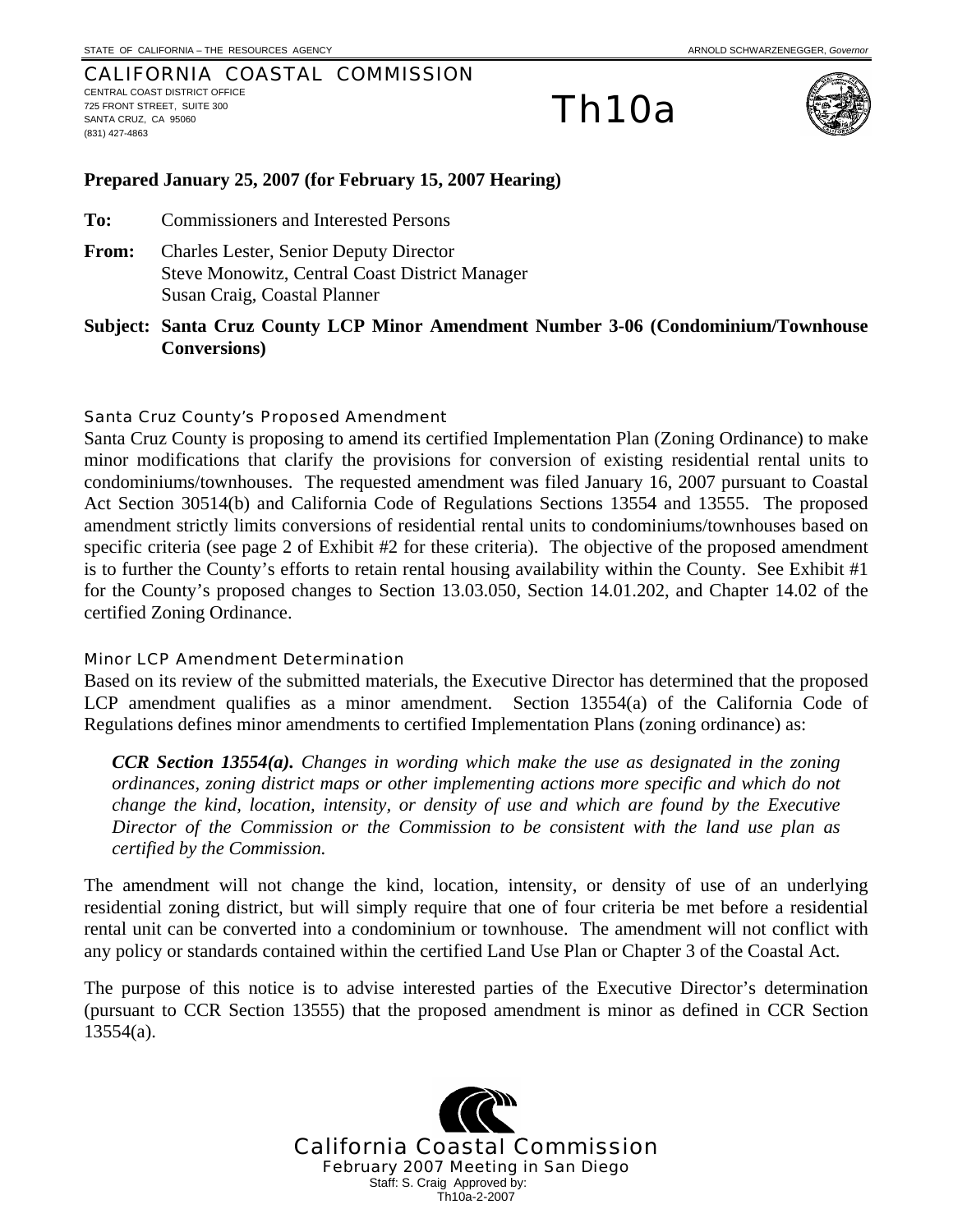STATE OF CALIFORNIA – THE RESOURCES AGENCY

ARNOLD SCHWARZENEGGER, *Governor*

CALIFORNIA COASTAL COMMISSION
CENTRAL COAST DISTRICT OFFICE
725 FRONT STREET, SUITE 300
SANTA CRUZ, CA 95060
(831) 427-4863

# Th10a

**Prepared January 25, 2007 (for February 15, 2007 Hearing)**

**To:** Commissioners and Interested Persons

**From:** Charles Lester, Senior Deputy Director
Steve Monowitz, Central Coast District Manager
Susan Craig, Coastal Planner

**Subject: Santa Cruz County LCP Minor Amendment Number 3-06 (Condominium/Townhouse Conversions)**

## Santa Cruz County's Proposed Amendment

Santa Cruz County is proposing to amend its certified Implementation Plan (Zoning Ordinance) to make minor modifications that clarify the provisions for conversion of existing residential rental units to condominiums/townhouses. The requested amendment was filed January 16, 2007 pursuant to Coastal Act Section 30514(b) and California Code of Regulations Sections 13554 and 13555. The proposed amendment strictly limits conversions of residential rental units to condominiums/townhouses based on specific criteria (see page 2 of Exhibit #2 for these criteria). The objective of the proposed amendment is to further the County's efforts to retain rental housing availability within the County. See Exhibit #1 for the County's proposed changes to Section 13.03.050, Section 14.01.202, and Chapter 14.02 of the certified Zoning Ordinance.

## Minor LCP Amendment Determination

Based on its review of the submitted materials, the Executive Director has determined that the proposed LCP amendment qualifies as a minor amendment. Section 13554(a) of the California Code of Regulations defines minor amendments to certified Implementation Plans (zoning ordinance) as:

> ***CCR Section 13554(a).*** *Changes in wording which make the use as designated in the zoning ordinances, zoning district maps or other implementing actions more specific and which do not change the kind, location, intensity, or density of use and which are found by the Executive Director of the Commission or the Commission to be consistent with the land use plan as certified by the Commission.*

The amendment will not change the kind, location, intensity, or density of use of an underlying residential zoning district, but will simply require that one of four criteria be met before a residential rental unit can be converted into a condominium or townhouse. The amendment will not conflict with any policy or standards contained within the certified Land Use Plan or Chapter 3 of the Coastal Act.

The purpose of this notice is to advise interested parties of the Executive Director's determination (pursuant to CCR Section 13555) that the proposed amendment is minor as defined in CCR Section 13554(a).

California Coastal Commission
February 2007 Meeting in San Diego
Staff: S. Craig Approved by:
Th10a-2-2007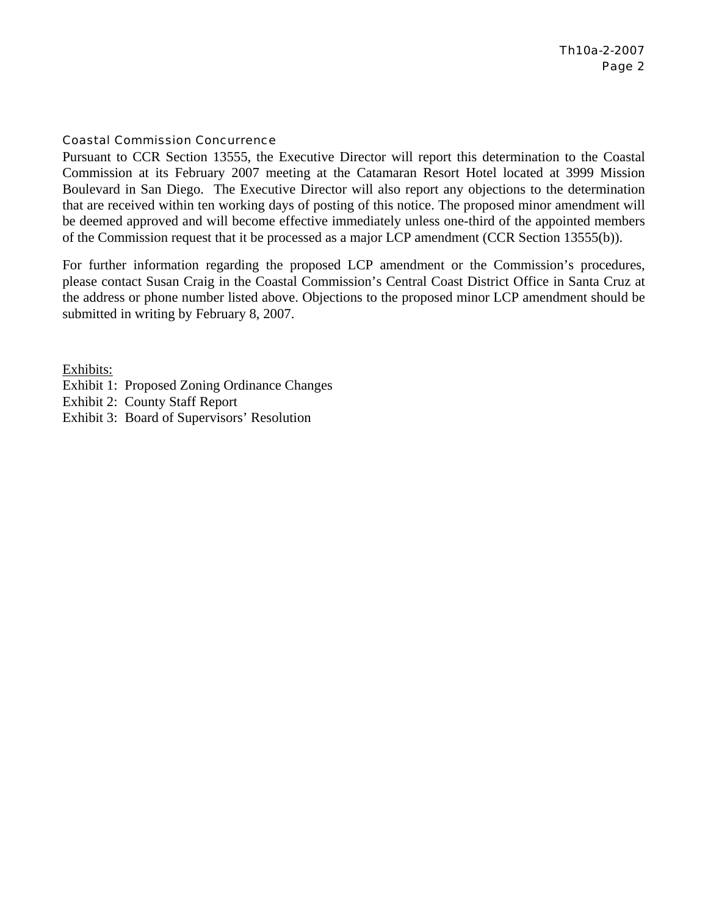### Coastal Commission Concurrence

Pursuant to CCR Section 13555, the Executive Director will report this determination to the Coastal Commission at its February 2007 meeting at the Catamaran Resort Hotel located at 3999 Mission Boulevard in San Diego. The Executive Director will also report any objections to the determination that are received within ten working days of posting of this notice. The proposed minor amendment will be deemed approved and will become effective immediately unless one-third of the appointed members of the Commission request that it be processed as a major LCP amendment (CCR Section 13555(b)).

For further information regarding the proposed LCP amendment or the Commission's procedures, please contact Susan Craig in the Coastal Commission's Central Coast District Office in Santa Cruz at the address or phone number listed above. Objections to the proposed minor LCP amendment should be submitted in writing by February 8, 2007.

<u>Exhibits:</u>

Exhibit 1: Proposed Zoning Ordinance Changes
Exhibit 2: County Staff Report
Exhibit 3: Board of Supervisors' Resolution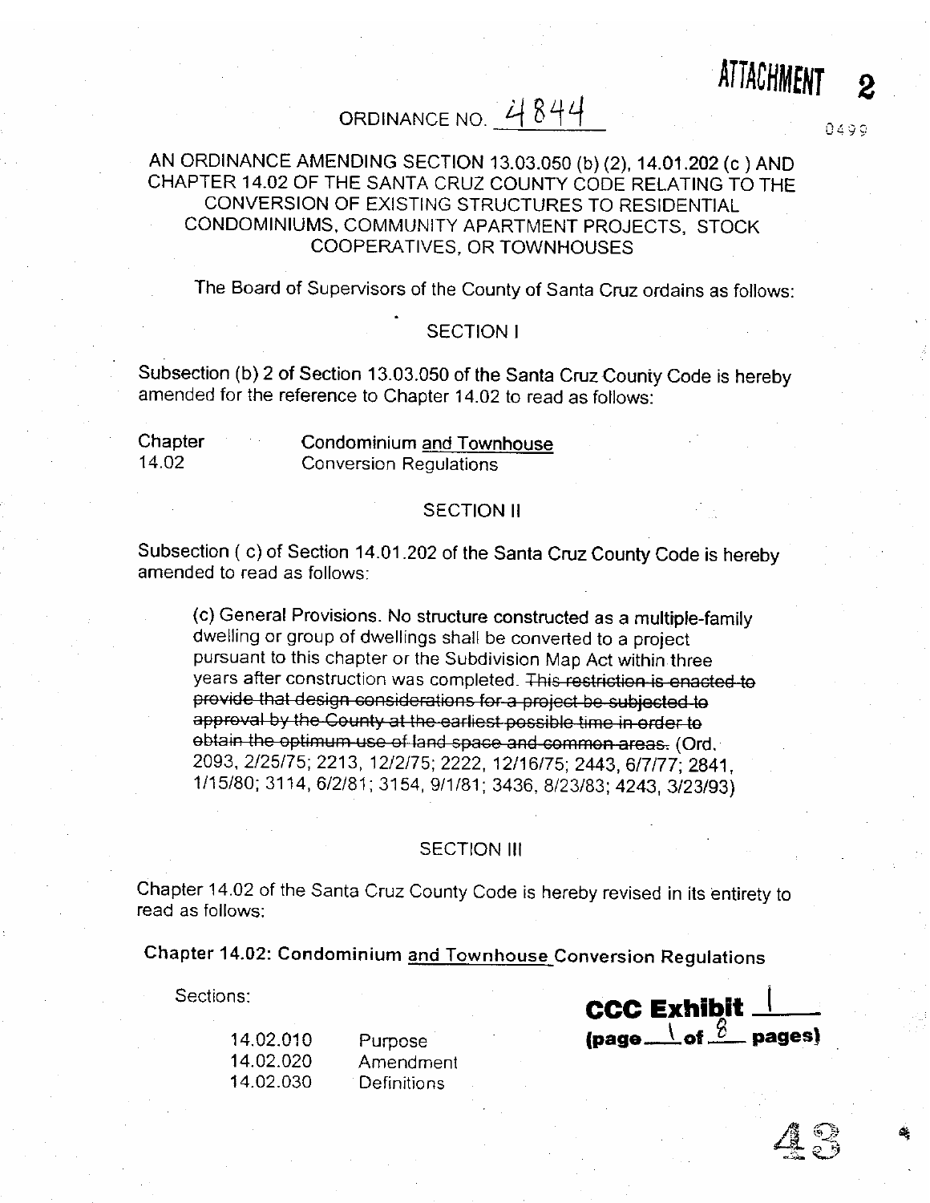ATTACHMENT 2

# ORDINANCE NO. 4844

AN ORDINANCE AMENDING SECTION 13.03.050 (b) (2), 14.01.202 (c ) AND CHAPTER 14.02 OF THE SANTA CRUZ COUNTY CODE RELATING TO THE CONVERSION OF EXISTING STRUCTURES TO RESIDENTIAL CONDOMINIUMS, COMMUNITY APARTMENT PROJECTS, STOCK COOPERATIVES, OR TOWNHOUSES

The Board of Supervisors of the County of Santa Cruz ordains as follows:

## SECTION I

Subsection (b) 2 of Section 13.03.050 of the Santa Cruz County Code is hereby amended for the reference to Chapter 14.02 to read as follows:

| | |
|---|---|
| Chapter 14.02 | Condominium <u>and Townhouse</u> Conversion Regulations |

## SECTION II

Subsection ( c) of Section 14.01.202 of the Santa Cruz County Code is hereby amended to read as follows:

> (c) General Provisions. No structure constructed as a multiple-family dwelling or group of dwellings shall be converted to a project pursuant to this chapter or the Subdivision Map Act within three years after construction was completed. ~~This restriction is enacted to provide that design considerations for a project be subjected to approval by the County at the earliest possible time in order to obtain the optimum use of land space and common areas.~~ (Ord. 2093, 2/25/75; 2213, 12/2/75; 2222, 12/16/75; 2443, 6/7/77; 2841, 1/15/80; 3114, 6/2/81; 3154, 9/1/81; 3436, 8/23/83; 4243, 3/23/93)

## SECTION III

Chapter 14.02 of the Santa Cruz County Code is hereby revised in its entirety to read as follows:

### Chapter 14.02: Condominium <u>and Townhouse</u> Conversion Regulations

Sections:

| | |
|---|---|
| 14.02.010 | Purpose |
| 14.02.020 | Amendment |
| 14.02.030 | Definitions |

CCC Exhibit 1
(page 1 of 8 pages)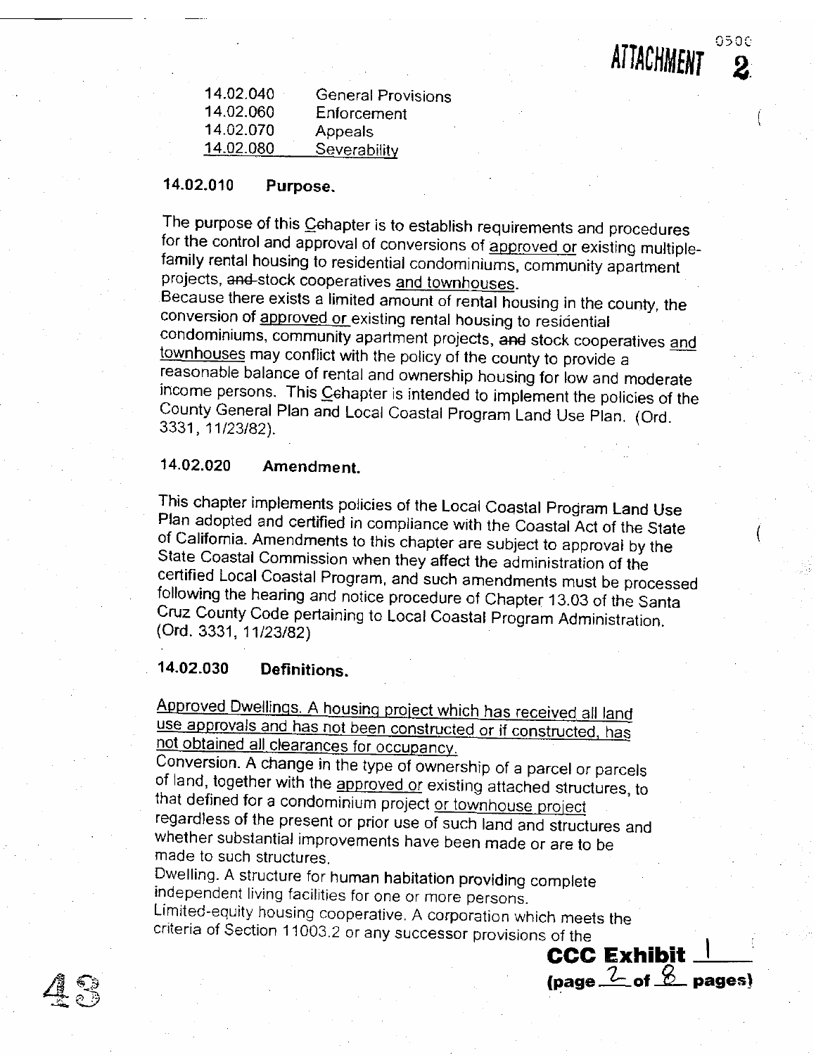| | |
|---|---|
| 14.02.040 | General Provisions |
| 14.02.060 | Enforcement |
| 14.02.070 | Appeals |
| 14.02.080 | Severability |

**14.02.010 Purpose.**

The purpose of this Cchapter is to establish requirements and procedures for the control and approval of conversions of approved or existing multiple-family rental housing to residential condominiums, community apartment projects, and stock cooperatives and townhouses.

Because there exists a limited amount of rental housing in the county, the conversion of approved or existing rental housing to residential condominiums, community apartment projects, and stock cooperatives and townhouses may conflict with the policy of the county to provide a reasonable balance of rental and ownership housing for low and moderate income persons. This Cchapter is intended to implement the policies of the County General Plan and Local Coastal Program Land Use Plan. (Ord. 3331, 11/23/82).

**14.02.020 Amendment.**

This chapter implements policies of the Local Coastal Program Land Use Plan adopted and certified in compliance with the Coastal Act of the State of California. Amendments to this chapter are subject to approval by the State Coastal Commission when they affect the administration of the certified Local Coastal Program, and such amendments must be processed following the hearing and notice procedure of Chapter 13.03 of the Santa Cruz County Code pertaining to Local Coastal Program Administration. (Ord. 3331, 11/23/82)

**14.02.030 Definitions.**

Approved Dwellings. A housing project which has received all land use approvals and has not been constructed or if constructed, has not obtained all clearances for occupancy.

Conversion. A change in the type of ownership of a parcel or parcels of land, together with the approved or existing attached structures, to that defined for a condominium project or townhouse project regardless of the present or prior use of such land and structures and whether substantial improvements have been made or are to be made to such structures.

Dwelling. A structure for human habitation providing complete independent living facilities for one or more persons.

Limited-equity housing cooperative. A corporation which meets the criteria of Section 11003.2 or any successor provisions of the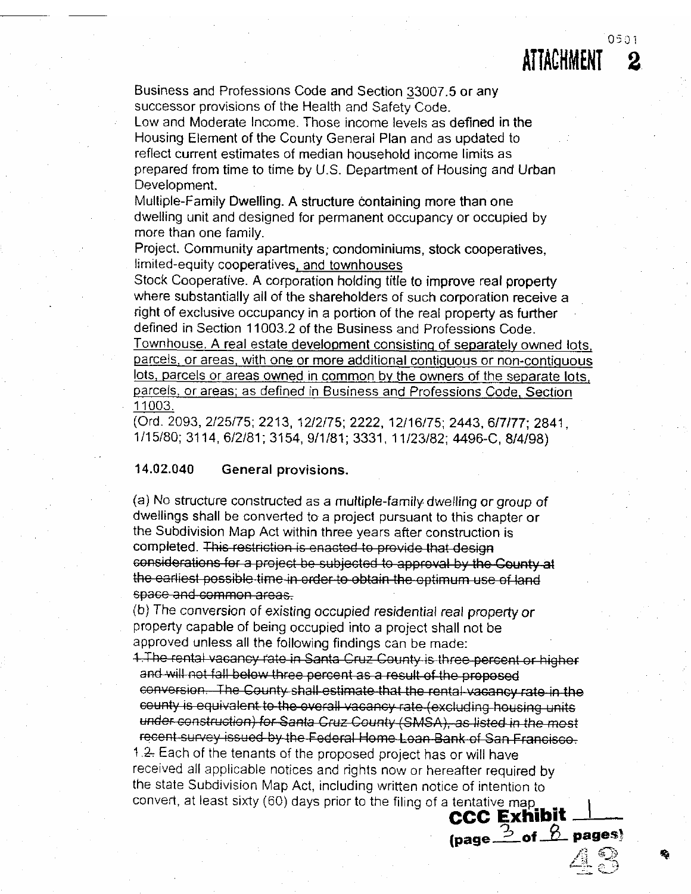# ATTACHMENT 2

Business and Professions Code and Section 33007.5 or any successor provisions of the Health and Safety Code.

Low and Moderate Income. Those income levels as defined in the Housing Element of the County General Plan and as updated to reflect current estimates of median household income limits as prepared from time to time by U.S. Department of Housing and Urban Development.

Multiple-Family Dwelling. A structure containing more than one dwelling unit and designed for permanent occupancy or occupied by more than one family.

Project. Community apartments, condominiums, stock cooperatives, limited-equity cooperatives, and townhouses

Stock Cooperative. A corporation holding title to improve real property where substantially all of the shareholders of such corporation receive a right of exclusive occupancy in a portion of the real property as further defined in Section 11003.2 of the Business and Professions Code.

Townhouse. A real estate development consisting of separately owned lots, parcels, or areas, with one or more additional contiguous or non-contiguous lots, parcels or areas owned in common by the owners of the separate lots, parcels, or areas; as defined in Business and Professions Code, Section 11003.

(Ord. 2093, 2/25/75; 2213, 12/2/75; 2222, 12/16/75; 2443, 6/7/77; 2841, 1/15/80; 3114, 6/2/81; 3154, 9/1/81; 3331, 11/23/82; 4496-C, 8/4/98)

### 14.02.040 General provisions.

(a) No structure constructed as a multiple-family dwelling or group of dwellings shall be converted to a project pursuant to this chapter or the Subdivision Map Act within three years after construction is completed. ~~This restriction is enacted to provide that design considerations for a project be subjected to approval by the County at the earliest possible time in order to obtain the optimum use of land space and common areas.~~

(b) The conversion of existing occupied residential real property or property capable of being occupied into a project shall not be approved unless all the following findings can be made:

~~1. The rental vacancy rate in Santa Cruz County is three percent or higher and will not fall below three percent as a result of the proposed conversion. The County shall estimate that the rental vacancy rate in the county is equivalent to the overall vacancy rate (excluding housing units under construction) for Santa Cruz County (SMSA), as listed in the most recent survey issued by the Federal Home Loan Bank of San Francisco.~~

1 ~~2.~~ Each of the tenants of the proposed project has or will have received all applicable notices and rights now or hereafter required by the state Subdivision Map Act, including written notice of intention to convert, at least sixty (60) days prior to the filing of a tentative map

CCC Exhibit 1
(page 3 of 8 pages)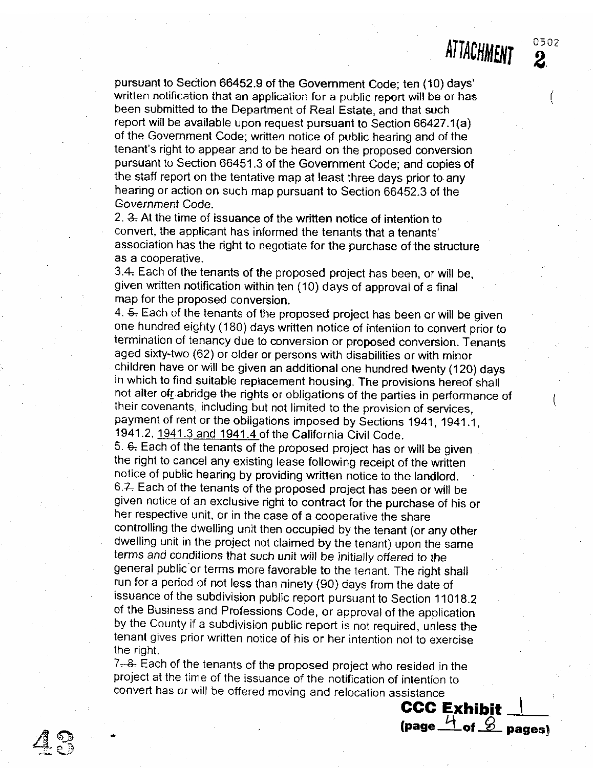pursuant to Section 66452.9 of the Government Code; ten (10) days' written notification that an application for a public report will be or has been submitted to the Department of Real Estate, and that such report will be available upon request pursuant to Section 66427.1(a) of the Government Code; written notice of public hearing and of the tenant's right to appear and to be heard on the proposed conversion pursuant to Section 66451.3 of the Government Code; and copies of the staff report on the tentative map at least three days prior to any hearing or action on such map pursuant to Section 66452.3 of the Government Code.

2. ~~3.~~ At the time of issuance of the written notice of intention to convert, the applicant has informed the tenants that a tenants' association has the right to negotiate for the purchase of the structure as a cooperative.

3.~~4.~~ Each of the tenants of the proposed project has been, or will be, given written notification within ten (10) days of approval of a final map for the proposed conversion.

4. ~~5.~~ Each of the tenants of the proposed project has been or will be given one hundred eighty (180) days written notice of intention to convert prior to termination of tenancy due to conversion or proposed conversion. Tenants aged sixty-two (62) or older or persons with disabilities or with minor children have or will be given an additional one hundred twenty (120) days in which to find suitable replacement housing. The provisions hereof shall not alter ofr abridge the rights or obligations of the parties in performance of their covenants, including but not limited to the provision of services, payment of rent or the obligations imposed by Sections 1941, 1941.1, 1941.2, 1941.3 and 1941.4 of the California Civil Code.

5. ~~6.~~ Each of the tenants of the proposed project has or will be given the right to cancel any existing lease following receipt of the written notice of public hearing by providing written notice to the landlord.

6.~~7.~~ Each of the tenants of the proposed project has been or will be given notice of an exclusive right to contract for the purchase of his or her respective unit, or in the case of a cooperative the share controlling the dwelling unit then occupied by the tenant (or any other dwelling unit in the project not claimed by the tenant) upon the same terms and conditions that such unit will be initially offered to the general public or terms more favorable to the tenant. The right shall run for a period of not less than ninety (90) days from the date of issuance of the subdivision public report pursuant to Section 11018.2 of the Business and Professions Code, or approval of the application by the County if a subdivision public report is not required, unless the tenant gives prior written notice of his or her intention not to exercise the right.

7.~~8.~~ Each of the tenants of the proposed project who resided in the project at the time of the issuance of the notification of intention to convert has or will be offered moving and relocation assistance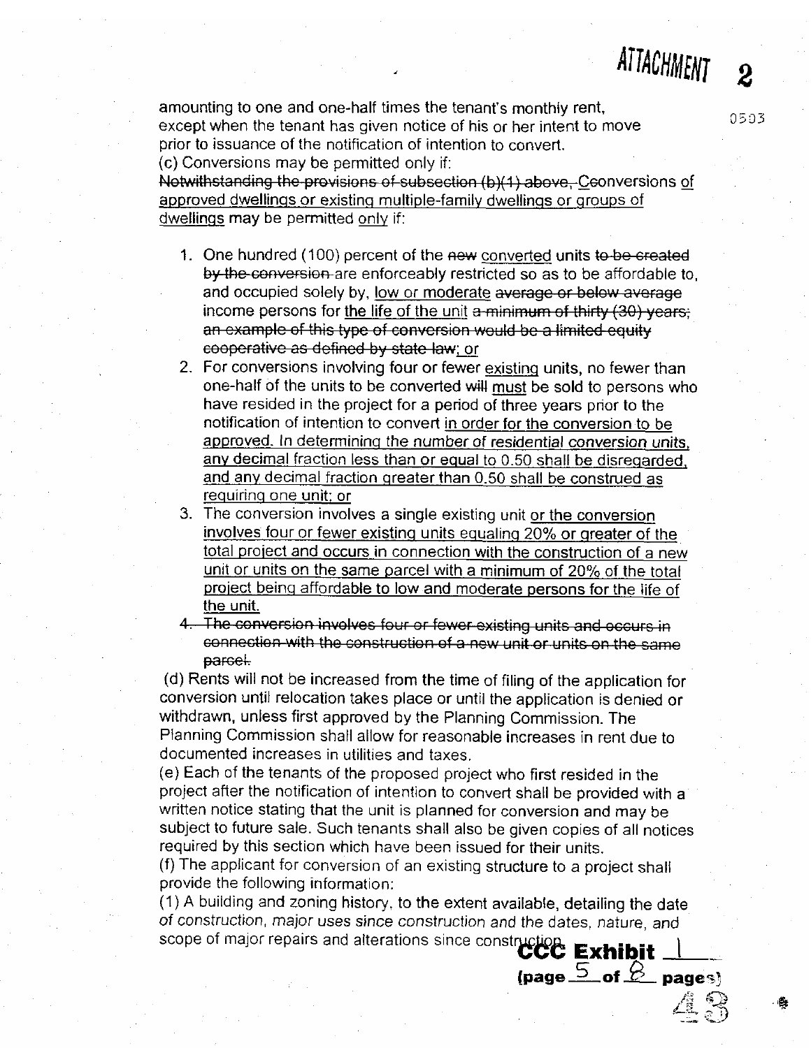# ATTACHMENT 2

amounting to one and one-half times the tenant's monthly rent, except when the tenant has given notice of his or her intent to move prior to issuance of the notification of intention to convert.

(c) Conversions may be permitted only if:

~~Notwithstanding the provisions of subsection (b)(1) above, C~~conversions of approved dwellings or existing multiple-family dwellings or groups of dwellings may be permitted only if:

1. One hundred (100) percent of the ~~new~~ converted units ~~to be created by the conversion~~ are enforceably restricted so as to be affordable to, and occupied solely by, low or moderate ~~average or below average~~ income persons for the life of the unit ~~a minimum of thirty (30) years; an example of this type of conversion would be a limited equity cooperative as defined by state law~~; or
2. For conversions involving four or fewer existing units, no fewer than one-half of the units to be converted ~~will~~ must be sold to persons who have resided in the project for a period of three years prior to the notification of intention to convert in order for the conversion to be approved. In determining the number of residential conversion units, any decimal fraction less than or equal to 0.50 shall be disregarded, and any decimal fraction greater than 0.50 shall be construed as requiring one unit; or
3. The conversion involves a single existing unit or the conversion involves four or fewer existing units equaling 20% or greater of the total project and occurs in connection with the construction of a new unit or units on the same parcel with a minimum of 20% of the total project being affordable to low and moderate persons for the life of the unit.
4. ~~The conversion involves four or fewer existing units and occurs in connection with the construction of a new unit or units on the same parcel.~~

(d) Rents will not be increased from the time of filing of the application for conversion until relocation takes place or until the application is denied or withdrawn, unless first approved by the Planning Commission. The Planning Commission shall allow for reasonable increases in rent due to documented increases in utilities and taxes.

(e) Each of the tenants of the proposed project who first resided in the project after the notification of intention to convert shall be provided with a written notice stating that the unit is planned for conversion and may be subject to future sale. Such tenants shall also be given copies of all notices required by this section which have been issued for their units.

(f) The applicant for conversion of an existing structure to a project shall provide the following information:

(1) A building and zoning history, to the extent available, detailing the date of construction, major uses since construction and the dates, nature, and scope of major repairs and alterations since construction.

**CCC Exhibit** 1
**(page** 5 **of** 8 **pages)**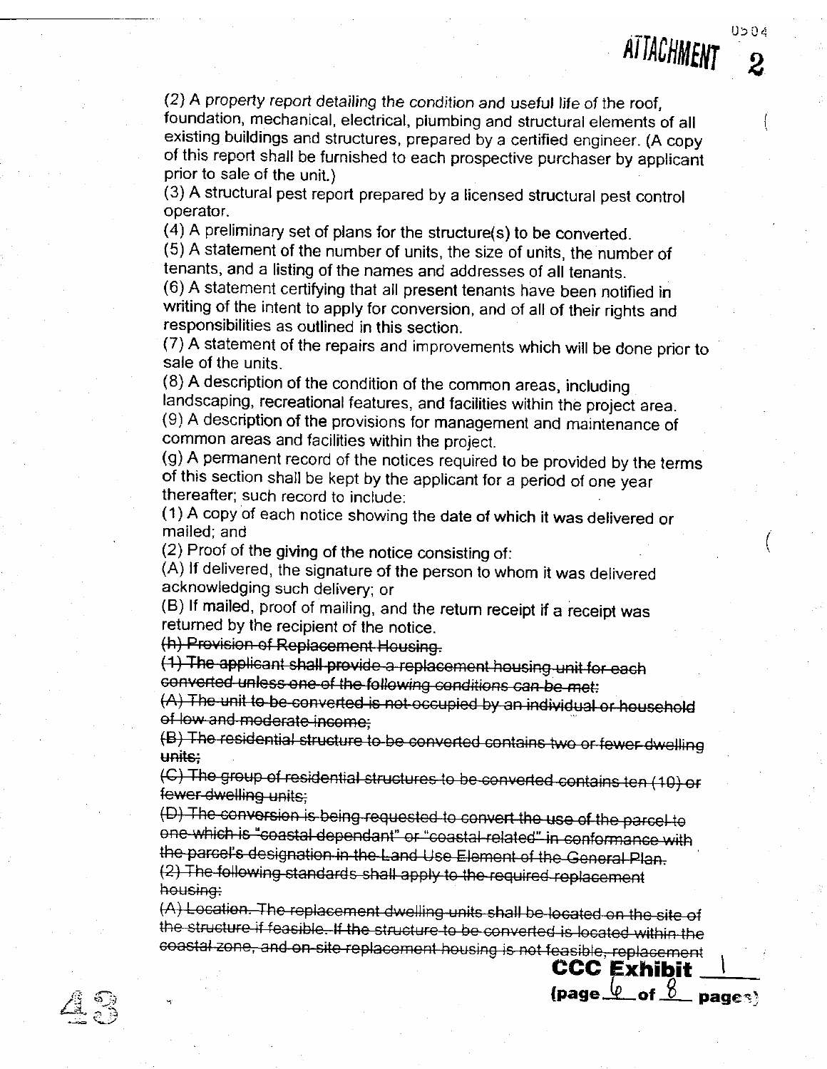(2) A property report detailing the condition and useful life of the roof, foundation, mechanical, electrical, plumbing and structural elements of all existing buildings and structures, prepared by a certified engineer. (A copy of this report shall be furnished to each prospective purchaser by applicant prior to sale of the unit.)

(3) A structural pest report prepared by a licensed structural pest control operator.

(4) A preliminary set of plans for the structure(s) to be converted.

(5) A statement of the number of units, the size of units, the number of tenants, and a listing of the names and addresses of all tenants.

(6) A statement certifying that all present tenants have been notified in writing of the intent to apply for conversion, and of all of their rights and responsibilities as outlined in this section.

(7) A statement of the repairs and improvements which will be done prior to sale of the units.

(8) A description of the condition of the common areas, including landscaping, recreational features, and facilities within the project area.

(9) A description of the provisions for management and maintenance of common areas and facilities within the project.

(g) A permanent record of the notices required to be provided by the terms of this section shall be kept by the applicant for a period of one year thereafter; such record to include:

(1) A copy of each notice showing the date of which it was delivered or mailed; and

(2) Proof of the giving of the notice consisting of:

(A) If delivered, the signature of the person to whom it was delivered acknowledging such delivery; or

(B) If mailed, proof of mailing, and the return receipt if a receipt was returned by the recipient of the notice.

~~(h) Provision of Replacement Housing.~~

~~(1) The applicant shall provide a replacement housing unit for each converted unless one of the following conditions can be met:~~

~~(A) The unit to be converted is not occupied by an individual or household of low and moderate income;~~

~~(B) The residential structure to be converted contains two or fewer dwelling units;~~

~~(C) The group of residential structures to be converted contains ten (10) or fewer dwelling units;~~

~~(D) The conversion is being requested to convert the use of the parcel to one which is "coastal dependant" or "coastal related" in conformance with the parcel's designation in the Land Use Element of the General Plan.~~

~~(2) The following standards shall apply to the required replacement housing:~~

~~(A) Location. The replacement dwelling units shall be located on the site of the structure if feasible. If the structure to be converted is located within the coastal zone, and on-site replacement housing is not feasible, replacement~~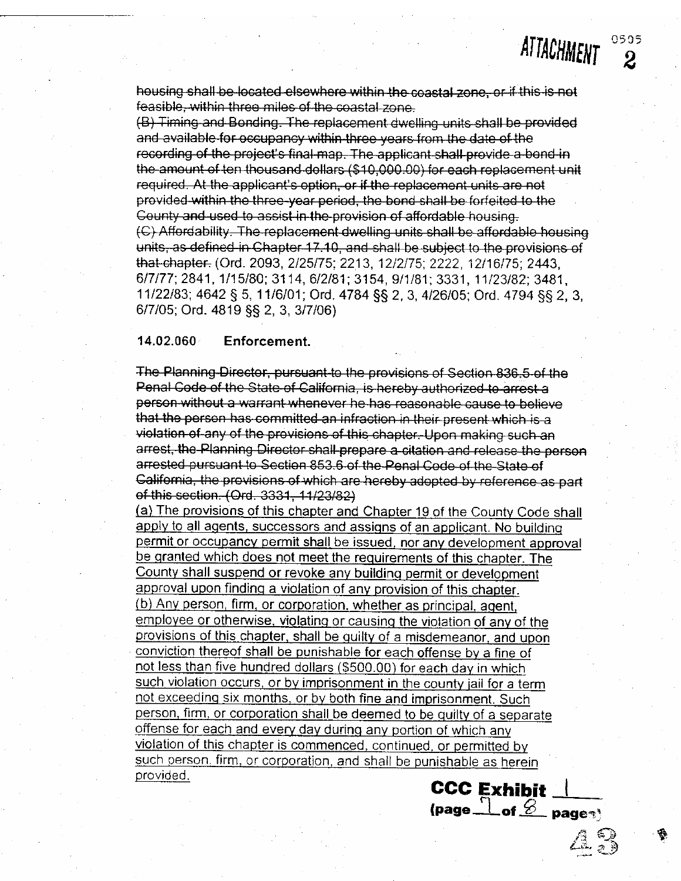ATTACHMENT 2

~~housing shall be located elsewhere within the coastal zone, or if this is not feasible, within three miles of the coastal zone.~~

~~(B) Timing and Bonding. The replacement dwelling units shall be provided and available for occupancy within three years from the date of the recording of the project's final map. The applicant shall provide a bond in the amount of ten thousand dollars ($10,000.00) for each replacement unit required. At the applicant's option, or if the replacement units are not provided within the three-year period, the bond shall be forfeited to the County and used to assist in the provision of affordable housing.~~

~~(C) Affordability. The replacement dwelling units shall be affordable housing units, as defined in Chapter 17.10, and shall be subject to the provisions of that chapter.~~ (Ord. 2093, 2/25/75; 2213, 12/2/75; 2222, 12/16/75; 2443, 6/7/77; 2841, 1/15/80; 3114, 6/2/81; 3154, 9/1/81; 3331, 11/23/82; 3481, 11/22/83; 4642 § 5, 11/6/01; Ord. 4784 §§ 2, 3, 4/26/05; Ord. 4794 §§ 2, 3, 6/7/05; Ord. 4819 §§ 2, 3, 3/7/06)

### 14.02.060 Enforcement.

~~The Planning Director, pursuant to the provisions of Section 836.5 of the Penal Code of the State of California, is hereby authorized to arrest a person without a warrant whenever he has reasonable cause to believe that the person has committed an infraction in their present which is a violation of any of the provisions of this chapter. Upon making such an arrest, the Planning Director shall prepare a citation and release the person arrested pursuant to Section 853.6 of the Penal Code of the State of California, the provisions of which are hereby adopted by reference as part of this section. (Ord. 3331, 11/23/82)~~

<u>(a) The provisions of this chapter and Chapter 19 of the County Code shall apply to all agents, successors and assigns of an applicant. No building permit or occupancy permit shall be issued, nor any development approval be granted which does not meet the requirements of this chapter. The County shall suspend or revoke any building permit or development approval upon finding a violation of any provision of this chapter.</u>

<u>(b) Any person, firm, or corporation, whether as principal, agent, employee or otherwise, violating or causing the violation of any of the provisions of this chapter, shall be guilty of a misdemeanor, and upon conviction thereof shall be punishable for each offense by a fine of not less than five hundred dollars ($500.00) for each day in which such violation occurs, or by imprisonment in the county jail for a term not exceeding six months, or by both fine and imprisonment. Such person, firm, or corporation shall be deemed to be guilty of a separate offense for each and every day during any portion of which any violation of this chapter is commenced, continued, or permitted by such person, firm, or corporation, and shall be punishable as herein provided.</u>

**CCC Exhibit 1**
**(page 7 of 8 pages)**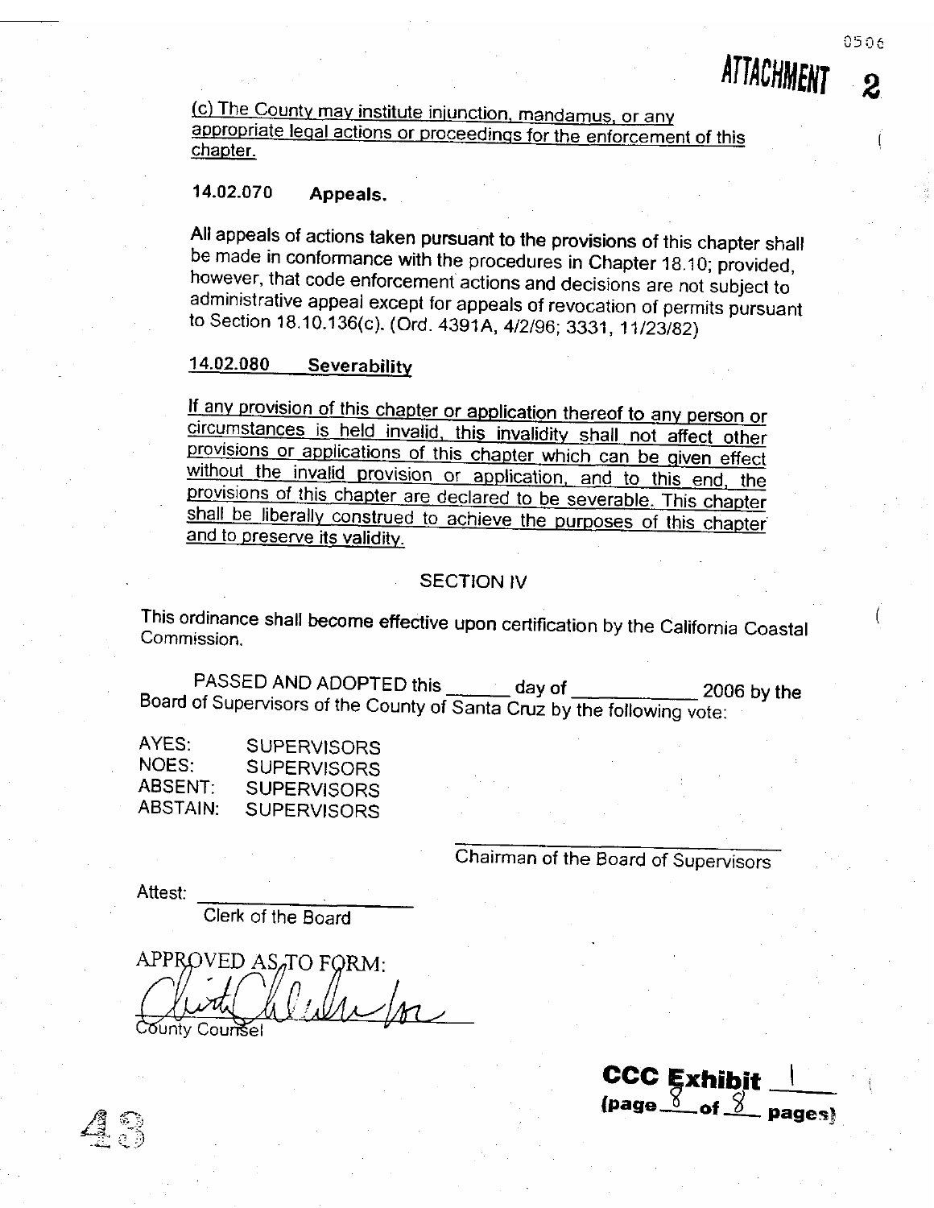ATTACHMENT 2

(c) The County may institute injunction, mandamus, or any appropriate legal actions or proceedings for the enforcement of this chapter.

**14.02.070 Appeals.**

All appeals of actions taken pursuant to the provisions of this chapter shall be made in conformance with the procedures in Chapter 18.10; provided, however, that code enforcement actions and decisions are not subject to administrative appeal except for appeals of revocation of permits pursuant to Section 18.10.136(c). (Ord. 4391A, 4/2/96; 3331, 11/23/82)

**14.02.080 Severability**

If any provision of this chapter or application thereof to any person or circumstances is held invalid, this invalidity shall not affect other provisions or applications of this chapter which can be given effect without the invalid provision or application, and to this end, the provisions of this chapter are declared to be severable. This chapter shall be liberally construed to achieve the purposes of this chapter and to preserve its validity.

SECTION IV

This ordinance shall become effective upon certification by the California Coastal Commission.

PASSED AND ADOPTED this ______ day of ___________ 2006 by the Board of Supervisors of the County of Santa Cruz by the following vote:

AYES: SUPERVISORS
NOES: SUPERVISORS
ABSENT: SUPERVISORS
ABSTAIN: SUPERVISORS

____________________
Chairman of the Board of Supervisors

Attest: ____________________
Clerk of the Board

APPROVED AS TO FORM:

County Counsel

**CCC Exhibit** 1
**(page** 8 **of** 8 **pages)**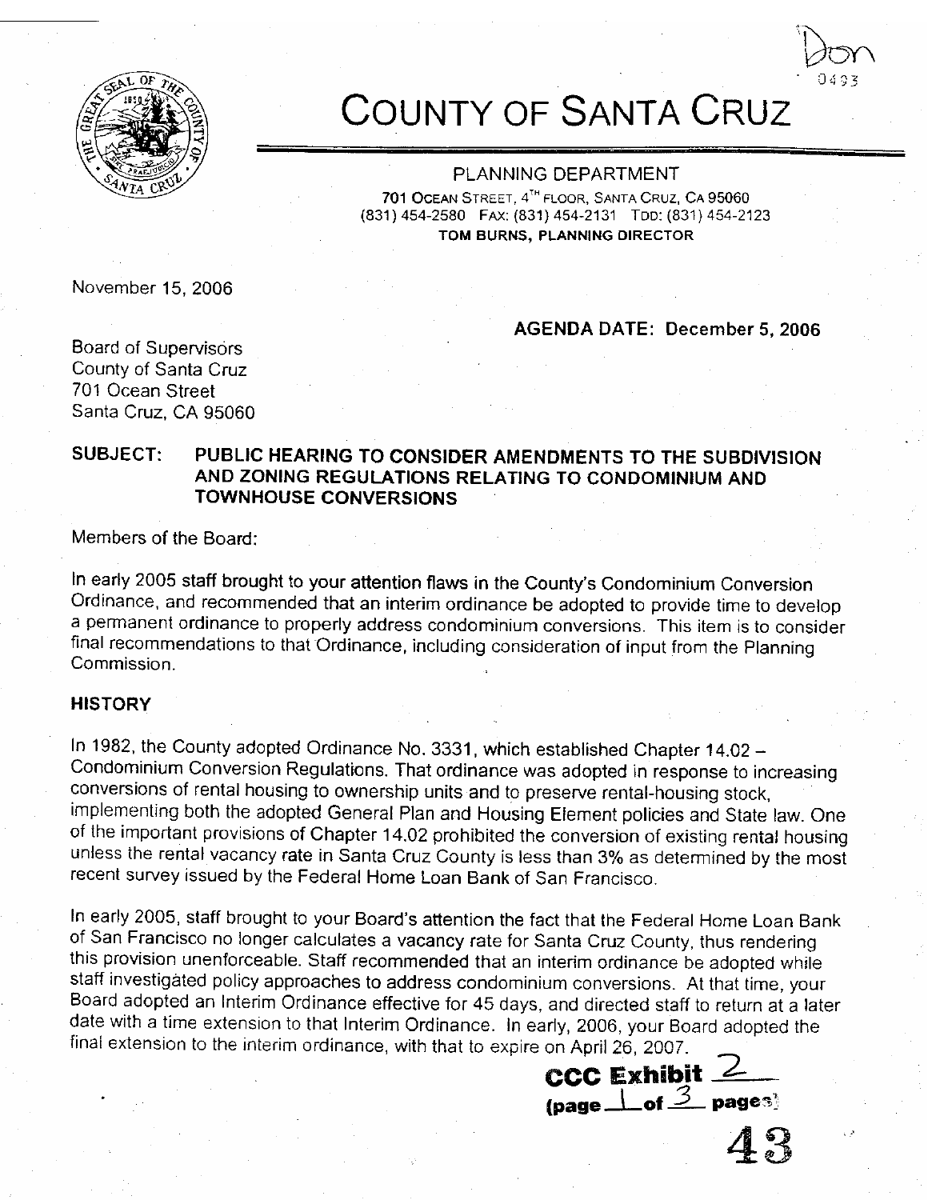# COUNTY OF SANTA CRUZ

PLANNING DEPARTMENT

701 OCEAN STREET, 4TH FLOOR, SANTA CRUZ, CA 95060
(831) 454-2580 FAX: (831) 454-2131 TDD: (831) 454-2123
**TOM BURNS, PLANNING DIRECTOR**

November 15, 2006

**AGENDA DATE: December 5, 2006**

Board of Supervisors
County of Santa Cruz
701 Ocean Street
Santa Cruz, CA 95060

**SUBJECT: PUBLIC HEARING TO CONSIDER AMENDMENTS TO THE SUBDIVISION AND ZONING REGULATIONS RELATING TO CONDOMINIUM AND TOWNHOUSE CONVERSIONS**

Members of the Board:

In early 2005 staff brought to your attention flaws in the County's Condominium Conversion Ordinance, and recommended that an interim ordinance be adopted to provide time to develop a permanent ordinance to properly address condominium conversions. This item is to consider final recommendations to that Ordinance, including consideration of input from the Planning Commission.

## HISTORY

In 1982, the County adopted Ordinance No. 3331, which established Chapter 14.02 – Condominium Conversion Regulations. That ordinance was adopted in response to increasing conversions of rental housing to ownership units and to preserve rental-housing stock, implementing both the adopted General Plan and Housing Element policies and State law. One of the important provisions of Chapter 14.02 prohibited the conversion of existing rental housing unless the rental vacancy rate in Santa Cruz County is less than 3% as determined by the most recent survey issued by the Federal Home Loan Bank of San Francisco.

In early 2005, staff brought to your Board's attention the fact that the Federal Home Loan Bank of San Francisco no longer calculates a vacancy rate for Santa Cruz County, thus rendering this provision unenforceable. Staff recommended that an interim ordinance be adopted while staff investigated policy approaches to address condominium conversions. At that time, your Board adopted an Interim Ordinance effective for 45 days, and directed staff to return at a later date with a time extension to that Interim Ordinance. In early, 2006, your Board adopted the final extension to the interim ordinance, with that to expire on April 26, 2007.

CCC Exhibit 2
(page 1 of 3 pages)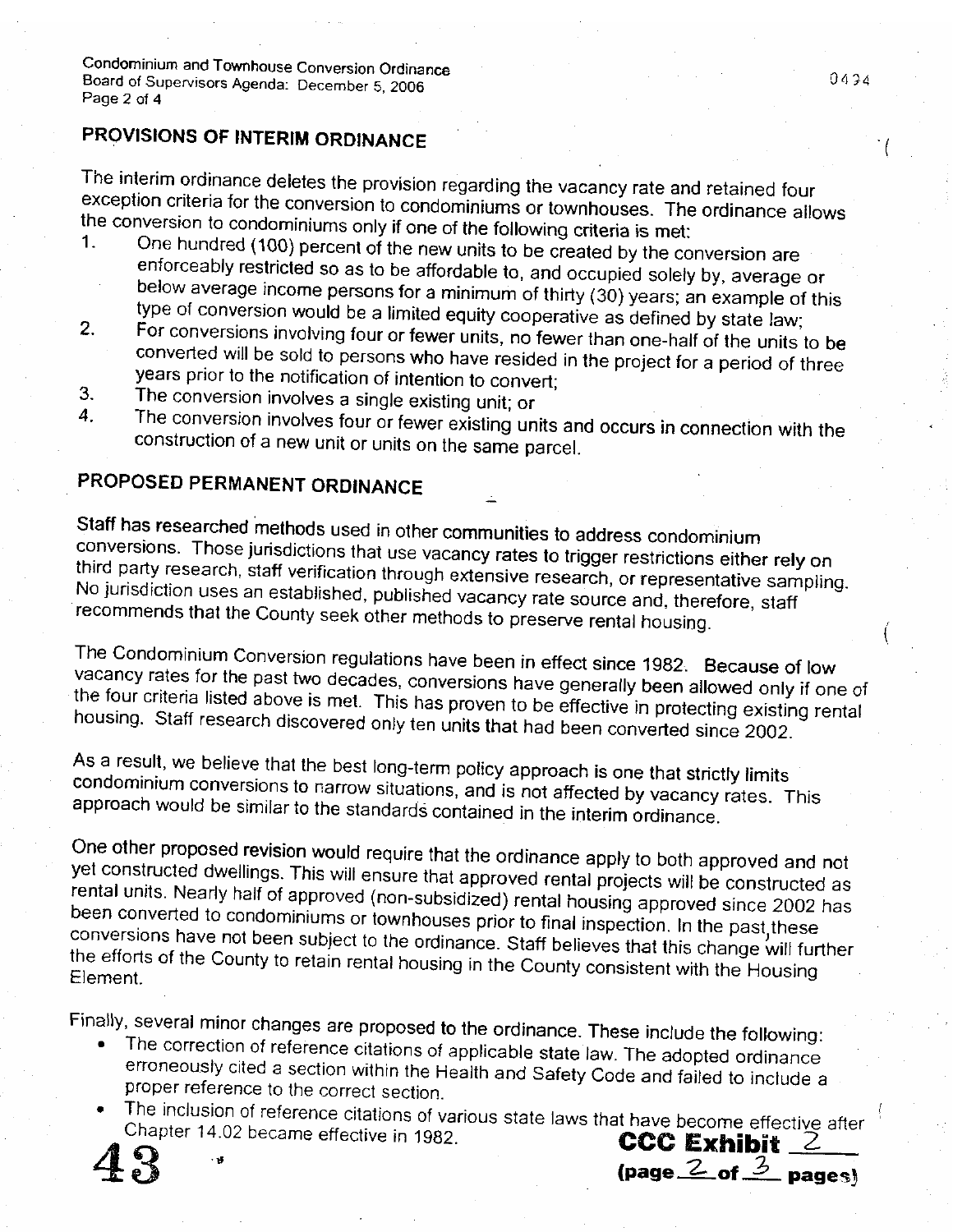## PROVISIONS OF INTERIM ORDINANCE

The interim ordinance deletes the provision regarding the vacancy rate and retained four exception criteria for the conversion to condominiums or townhouses. The ordinance allows the conversion to condominiums only if one of the following criteria is met:

1. One hundred (100) percent of the new units to be created by the conversion are enforceably restricted so as to be affordable to, and occupied solely by, average or below average income persons for a minimum of thirty (30) years; an example of this type of conversion would be a limited equity cooperative as defined by state law;
2. For conversions involving four or fewer units, no fewer than one-half of the units to be converted will be sold to persons who have resided in the project for a period of three years prior to the notification of intention to convert;
3. The conversion involves a single existing unit; or
4. The conversion involves four or fewer existing units and occurs in connection with the construction of a new unit or units on the same parcel.

## PROPOSED PERMANENT ORDINANCE

Staff has researched methods used in other communities to address condominium conversions. Those jurisdictions that use vacancy rates to trigger restrictions either rely on third party research, staff verification through extensive research, or representative sampling. No jurisdiction uses an established, published vacancy rate source and, therefore, staff recommends that the County seek other methods to preserve rental housing.

The Condominium Conversion regulations have been in effect since 1982. Because of low vacancy rates for the past two decades, conversions have generally been allowed only if one of the four criteria listed above is met. This has proven to be effective in protecting existing rental housing. Staff research discovered only ten units that had been converted since 2002.

As a result, we believe that the best long-term policy approach is one that strictly limits condominium conversions to narrow situations, and is not affected by vacancy rates. This approach would be similar to the standards contained in the interim ordinance.

One other proposed revision would require that the ordinance apply to both approved and not yet constructed dwellings. This will ensure that approved rental projects will be constructed as rental units. Nearly half of approved (non-subsidized) rental housing approved since 2002 has been converted to condominiums or townhouses prior to final inspection. In the past, these conversions have not been subject to the ordinance. Staff believes that this change will further the efforts of the County to retain rental housing in the County consistent with the Housing Element.

Finally, several minor changes are proposed to the ordinance. These include the following:

- The correction of reference citations of applicable state law. The adopted ordinance erroneously cited a section within the Health and Safety Code and failed to include a proper reference to the correct section.
- The inclusion of reference citations of various state laws that have become effective after Chapter 14.02 became effective in 1982.

**CCC Exhibit 2**
**(page 2 of 3 pages)**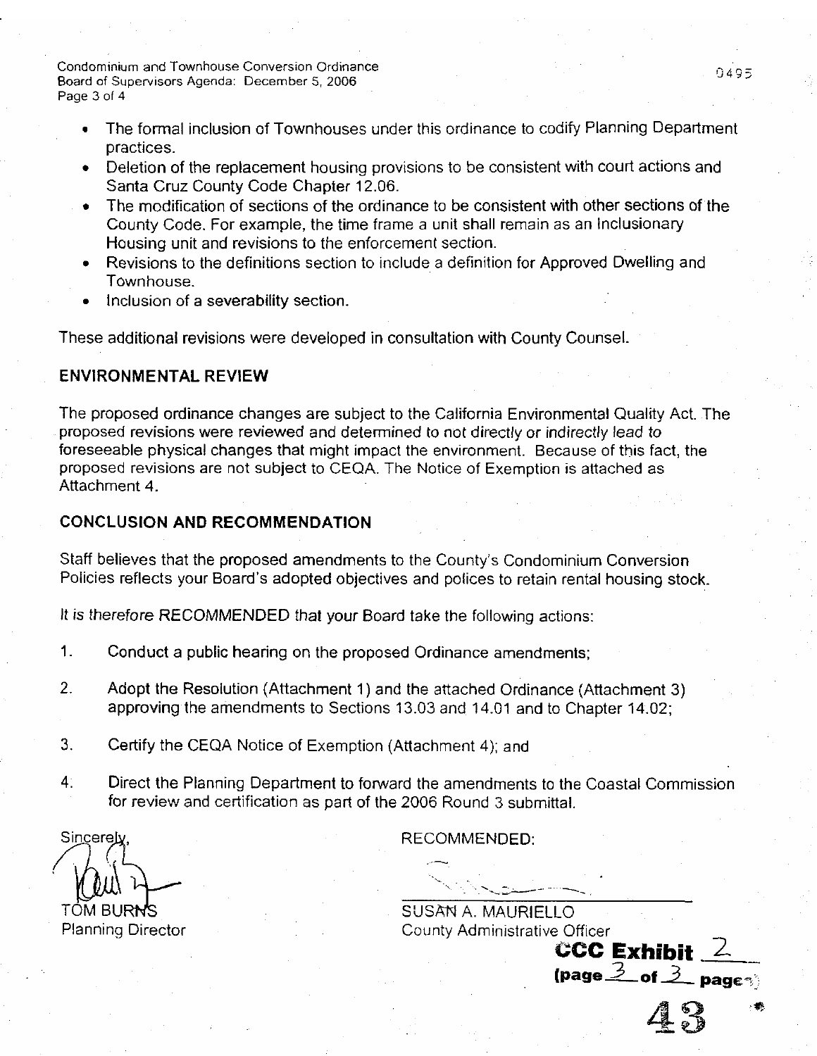- The formal inclusion of Townhouses under this ordinance to codify Planning Department practices.
- Deletion of the replacement housing provisions to be consistent with court actions and Santa Cruz County Code Chapter 12.06.
- The modification of sections of the ordinance to be consistent with other sections of the County Code. For example, the time frame a unit shall remain as an Inclusionary Housing unit and revisions to the enforcement section.
- Revisions to the definitions section to include a definition for Approved Dwelling and Townhouse.
- Inclusion of a severability section.

These additional revisions were developed in consultation with County Counsel.

## ENVIRONMENTAL REVIEW

The proposed ordinance changes are subject to the California Environmental Quality Act. The proposed revisions were reviewed and determined to not directly or indirectly lead to foreseeable physical changes that might impact the environment. Because of this fact, the proposed revisions are not subject to CEQA. The Notice of Exemption is attached as Attachment 4.

## CONCLUSION AND RECOMMENDATION

Staff believes that the proposed amendments to the County's Condominium Conversion Policies reflects your Board's adopted objectives and polices to retain rental housing stock.

*It is therefore* RECOMMENDED that your Board take the following actions:

1. Conduct a public hearing on the proposed Ordinance amendments;

2. Adopt the Resolution (Attachment 1) and the attached Ordinance (Attachment 3) approving the amendments to Sections 13.03 and 14.01 and to Chapter 14.02;

3. Certify the CEQA Notice of Exemption (Attachment 4); and

4. Direct the Planning Department to forward the amendments to the Coastal Commission for review and certification as part of the 2006 Round 3 submittal.

Sincerely,

TOM BURNS
Planning Director

RECOMMENDED:

SUSAN A. MAURIELLO
County Administrative Officer

**CCC Exhibit 2**
**(page 3 of 3 pages)**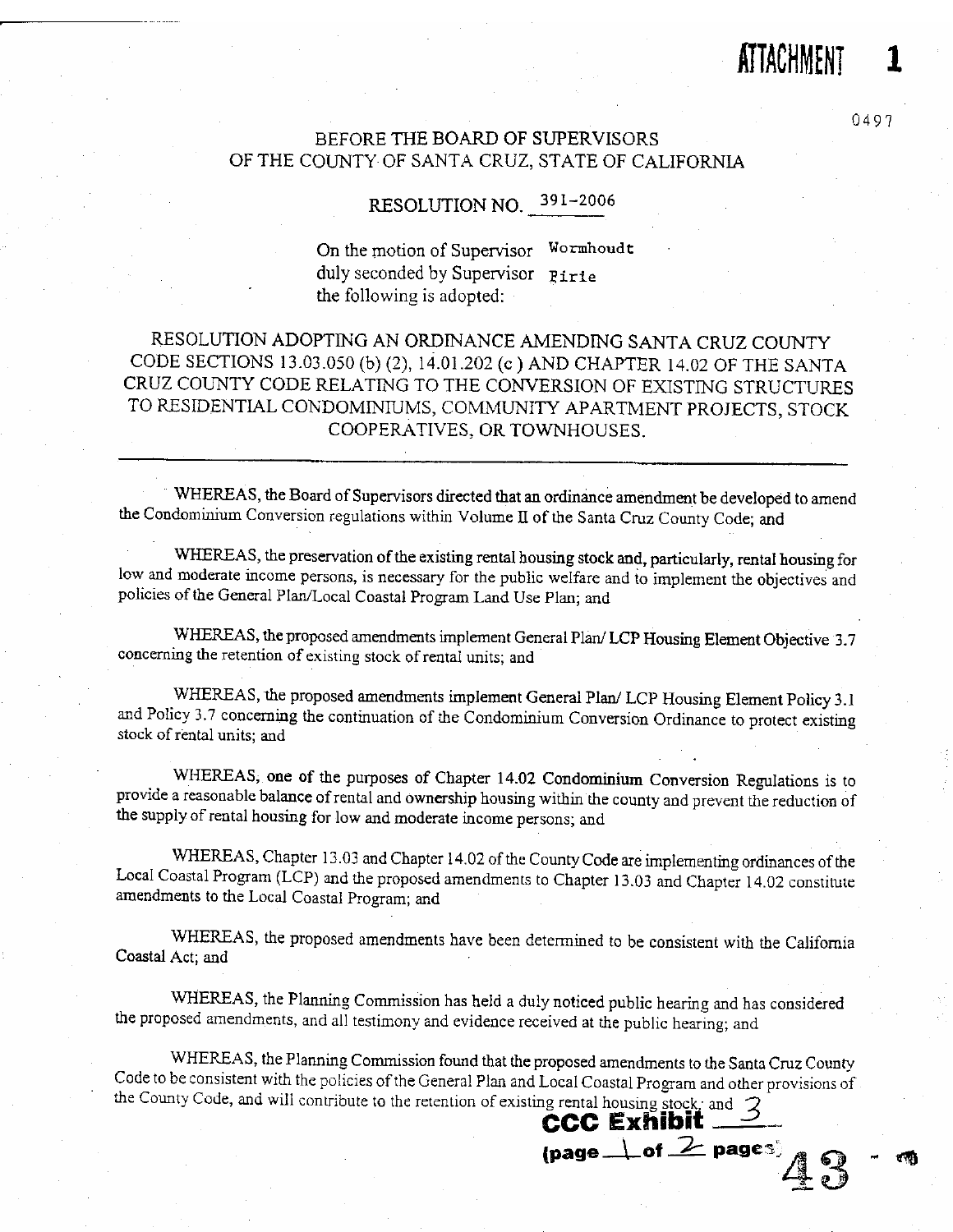# ATTACHMENT 1

BEFORE THE BOARD OF SUPERVISORS
OF THE COUNTY OF SANTA CRUZ, STATE OF CALIFORNIA

RESOLUTION NO. 391-2006

On the motion of Supervisor Wormhoudt
duly seconded by Supervisor Pirie
the following is adopted:

RESOLUTION ADOPTING AN ORDINANCE AMENDING SANTA CRUZ COUNTY CODE SECTIONS 13.03.050 (b) (2), 14.01.202 (c ) AND CHAPTER 14.02 OF THE SANTA CRUZ COUNTY CODE RELATING TO THE CONVERSION OF EXISTING STRUCTURES TO RESIDENTIAL CONDOMINIUMS, COMMUNITY APARTMENT PROJECTS, STOCK COOPERATIVES, OR TOWNHOUSES.

---

WHEREAS, the Board of Supervisors directed that an ordinance amendment be developed to amend the Condominium Conversion regulations within Volume II of the Santa Cruz County Code; and

WHEREAS, the preservation of the existing rental housing stock and, particularly, rental housing for low and moderate income persons, is necessary for the public welfare and to implement the objectives and policies of the General Plan/Local Coastal Program Land Use Plan; and

WHEREAS, the proposed amendments implement General Plan/ LCP Housing Element Objective 3.7 concerning the retention of existing stock of rental units; and

WHEREAS, the proposed amendments implement General Plan/ LCP Housing Element Policy 3.1 and Policy 3.7 concerning the continuation of the Condominium Conversion Ordinance to protect existing stock of rental units; and

WHEREAS, one of the purposes of Chapter 14.02 Condominium Conversion Regulations is to provide a reasonable balance of rental and ownership housing within the county and prevent the reduction of the supply of rental housing for low and moderate income persons; and

WHEREAS, Chapter 13.03 and Chapter 14.02 of the County Code are implementing ordinances of the Local Coastal Program (LCP) and the proposed amendments to Chapter 13.03 and Chapter 14.02 constitute amendments to the Local Coastal Program; and

WHEREAS, the proposed amendments have been determined to be consistent with the California Coastal Act; and

WHEREAS, the Planning Commission has held a duly noticed public hearing and has considered the proposed amendments, and all testimony and evidence received at the public hearing; and

WHEREAS, the Planning Commission found that the proposed amendments to the Santa Cruz County Code to be consistent with the policies of the General Plan and Local Coastal Program and other provisions of the County Code, and will contribute to the retention of existing rental housing stock; and

**CCC Exhibit** 3
**(page** 1 **of** 2 **pages)**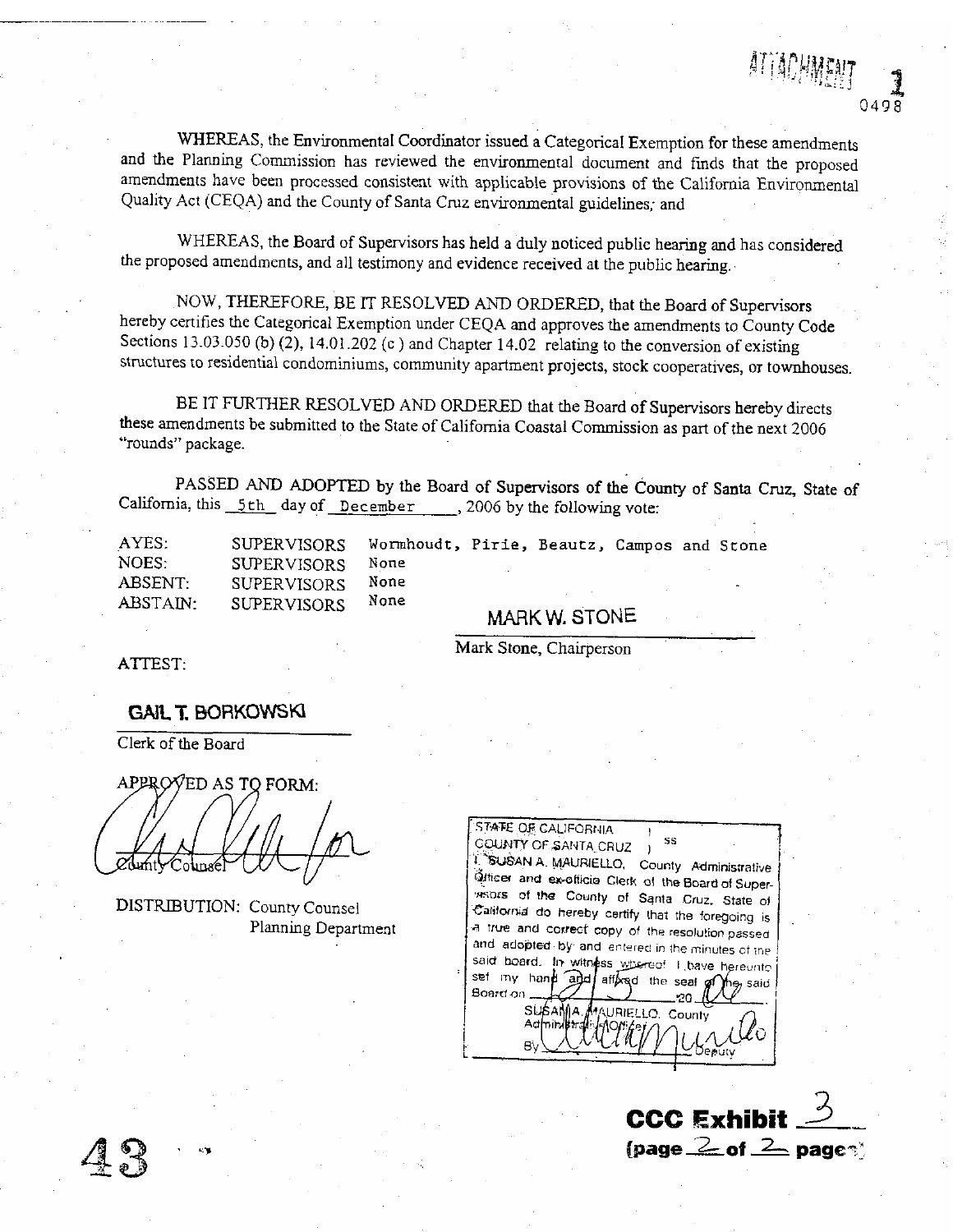ATTACHMENT 1

0498

WHEREAS, the Environmental Coordinator issued a Categorical Exemption for these amendments and the Planning Commission has reviewed the environmental document and finds that the proposed amendments have been processed consistent with applicable provisions of the California Environmental Quality Act (CEQA) and the County of Santa Cruz environmental guidelines; and

WHEREAS, the Board of Supervisors has held a duly noticed public hearing and has considered the proposed amendments, and all testimony and evidence received at the public hearing.

NOW, THEREFORE, BE IT RESOLVED AND ORDERED, that the Board of Supervisors hereby certifies the Categorical Exemption under CEQA and approves the amendments to County Code Sections 13.03.050 (b) (2), 14.01.202 (c ) and Chapter 14.02 relating to the conversion of existing structures to residential condominiums, community apartment projects, stock cooperatives, or townhouses.

BE IT FURTHER RESOLVED AND ORDERED that the Board of Supervisors hereby directs these amendments be submitted to the State of California Coastal Commission as part of the next 2006 "rounds" package.

PASSED AND ADOPTED by the Board of Supervisors of the County of Santa Cruz, State of California, this 5th day of December, 2006 by the following vote:

| | | |
|---|---|---|
| AYES: | SUPERVISORS | Wormhoudt, Pirie, Beautz, Campos and Stone |
| NOES: | SUPERVISORS | None |
| ABSENT: | SUPERVISORS | None |
| ABSTAIN: | SUPERVISORS | None |

MARK W. STONE

Mark Stone, Chairperson

ATTEST:

GAIL T. BORKOWSKI

Clerk of the Board

APPROVED AS TO FORM:

County Counsel

DISTRIBUTION: County Counsel
Planning Department

STATE OF CALIFORNIA )
COUNTY OF SANTA CRUZ ) ss

I, SUSAN A. MAURIELLO, County Administrative Officer and ex-officio Clerk of the Board of Supervisors of the County of Santa Cruz, State of California do hereby certify that the foregoing is a true and correct copy of the resolution passed and adopted by and entered in the minutes of the said board. In witness whereof I have hereunto set my hand and affixed the seal of the said Board on 12/5 20 06.

SUSAN A. MAURIELLO, County Administrative Officer

By _______ Deputy

CCC Exhibit 3
(page 2 of 2 pages)